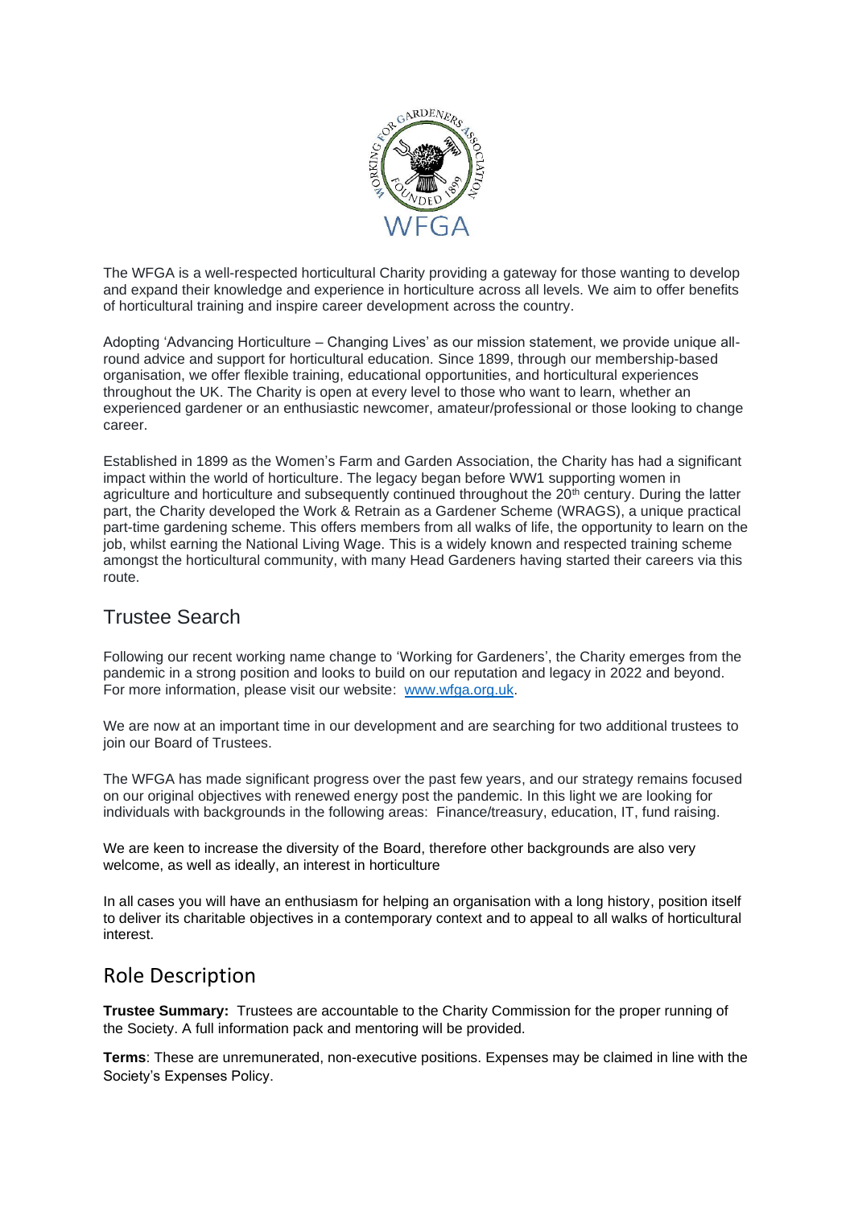The WFGA is a well-respected horticultural Charity providing a gateway for those wanting to develop and expand their knowledge and experience in horticulture across all levels. We aim to offer benefits of horticultural training and inspire career development across the country.

Adopting 'Advancing Horticulture – Changing Lives' as our mission statement, we provide unique all-round advice and support for horticultural education. Since 1899, through our membership-based organisation, we offer flexible training, educational opportunities, and horticultural experiences throughout the UK. The Charity is open at every level to those who want to learn, whether an experienced gardener or an enthusiastic newcomer, amateur/professional or those looking to change career.

Established in 1899 as the Women's Farm and Garden Association, the Charity has had a significant impact within the world of horticulture. The legacy began before WW1 supporting women in agriculture and horticulture and subsequently continued throughout the 20th century. During the latter part, the Charity developed the Work & Retrain as a Gardener Scheme (WRAGS), a unique practical part-time gardening scheme. This offers members from all walks of life, the opportunity to learn on the job, whilst earning the National Living Wage. This is a widely known and respected training scheme amongst the horticultural community, with many Head Gardeners having started their careers via this route.

## Trustee Search

Following our recent working name change to 'Working for Gardeners', the Charity emerges from the pandemic in a strong position and looks to build on our reputation and legacy in 2022 and beyond. For more information, please visit our website: [www.wfga.org.uk](http://www.wfga.org.uk).

We are now at an important time in our development and are searching for two additional trustees to join our Board of Trustees.

The WFGA has made significant progress over the past few years, and our strategy remains focused on our original objectives with renewed energy post the pandemic. In this light we are looking for individuals with backgrounds in the following areas: Finance/treasury, education, IT, fund raising.

We are keen to increase the diversity of the Board, therefore other backgrounds are also very welcome, as well as ideally, an interest in horticulture

In all cases you will have an enthusiasm for helping an organisation with a long history, position itself to deliver its charitable objectives in a contemporary context and to appeal to all walks of horticultural interest.

## Role Description

**Trustee Summary:** Trustees are accountable to the Charity Commission for the proper running of the Society. A full information pack and mentoring will be provided.

**Terms**: These are unremunerated, non-executive positions. Expenses may be claimed in line with the Society's Expenses Policy.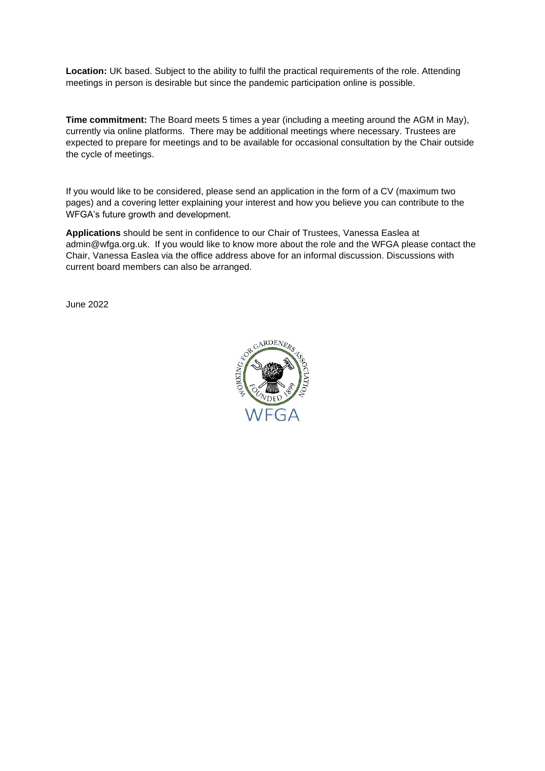**Location:** UK based. Subject to the ability to fulfil the practical requirements of the role. Attending meetings in person is desirable but since the pandemic participation online is possible.

**Time commitment:** The Board meets 5 times a year (including a meeting around the AGM in May), currently via online platforms. There may be additional meetings where necessary. Trustees are expected to prepare for meetings and to be available for occasional consultation by the Chair outside the cycle of meetings.

If you would like to be considered, please send an application in the form of a CV (maximum two pages) and a covering letter explaining your interest and how you believe you can contribute to the WFGA's future growth and development.

**Applications** should be sent in confidence to our Chair of Trustees, Vanessa Easlea at admin@wfga.org.uk. If you would like to know more about the role and the WFGA please contact the Chair, Vanessa Easlea via the office address above for an informal discussion. Discussions with current board members can also be arranged.

June 2022

WORKING FOR GARDENERS ASSOCIATION
FOUNDED 1899
WFGA